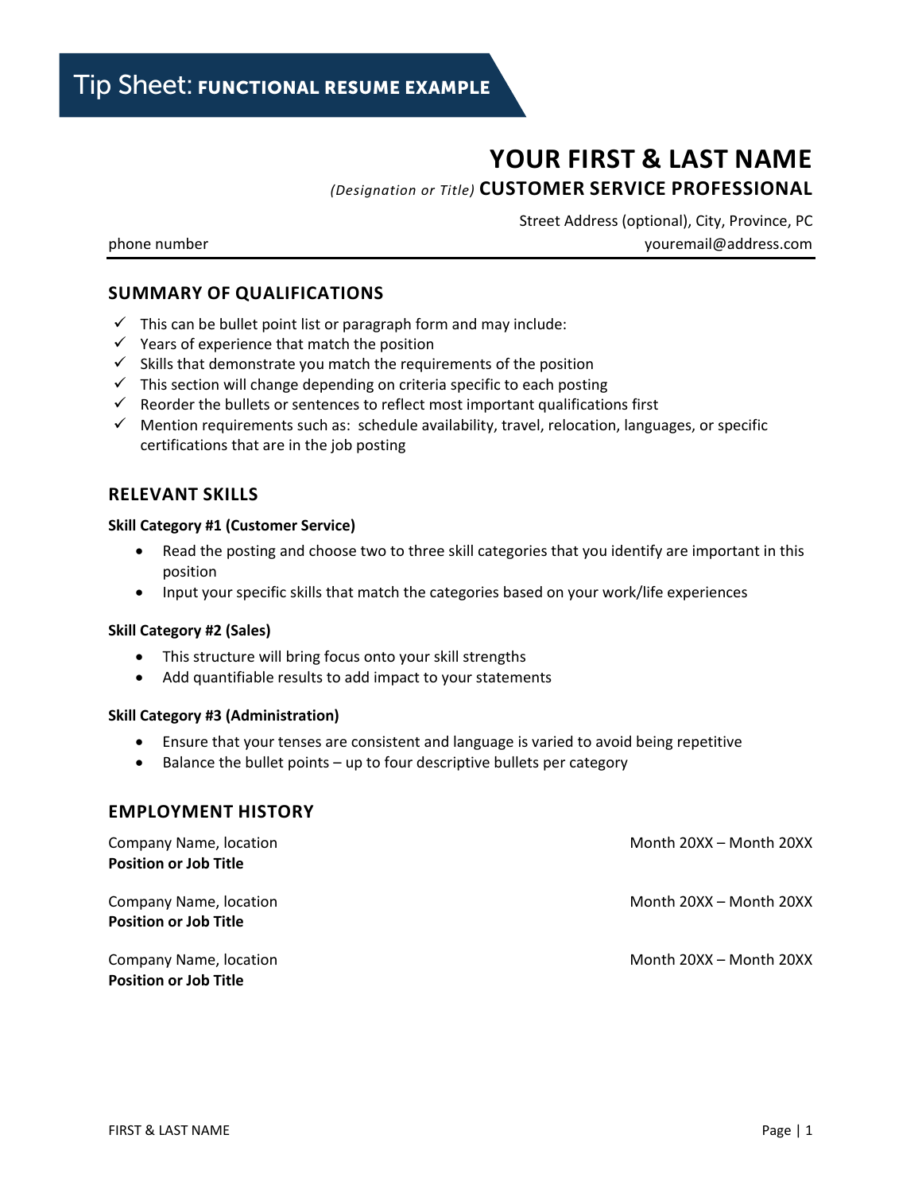# Tip Sheet: FUNCTIONAL RESUME EXAMPLE

## YOUR FIRST & LAST NAME

*(Designation or Title)* **CUSTOMER SERVICE PROFESSIONAL**

Street Address (optional), City, Province, PC

phone number

youremail@address.com

---

### SUMMARY OF QUALIFICATIONS

- ✓ This can be bullet point list or paragraph form and may include:
- ✓ Years of experience that match the position
- ✓ Skills that demonstrate you match the requirements of the position
- ✓ This section will change depending on criteria specific to each posting
- ✓ Reorder the bullets or sentences to reflect most important qualifications first
- ✓ Mention requirements such as: schedule availability, travel, relocation, languages, or specific certifications that are in the job posting

### RELEVANT SKILLS

**Skill Category #1 (Customer Service)**

- Read the posting and choose two to three skill categories that you identify are important in this position
- Input your specific skills that match the categories based on your work/life experiences

**Skill Category #2 (Sales)**

- This structure will bring focus onto your skill strengths
- Add quantifiable results to add impact to your statements

**Skill Category #3 (Administration)**

- Ensure that your tenses are consistent and language is varied to avoid being repetitive
- Balance the bullet points – up to four descriptive bullets per category

### EMPLOYMENT HISTORY

Company Name, location — Month 20XX – Month 20XX
**Position or Job Title**

Company Name, location — Month 20XX – Month 20XX
**Position or Job Title**

Company Name, location — Month 20XX – Month 20XX
**Position or Job Title**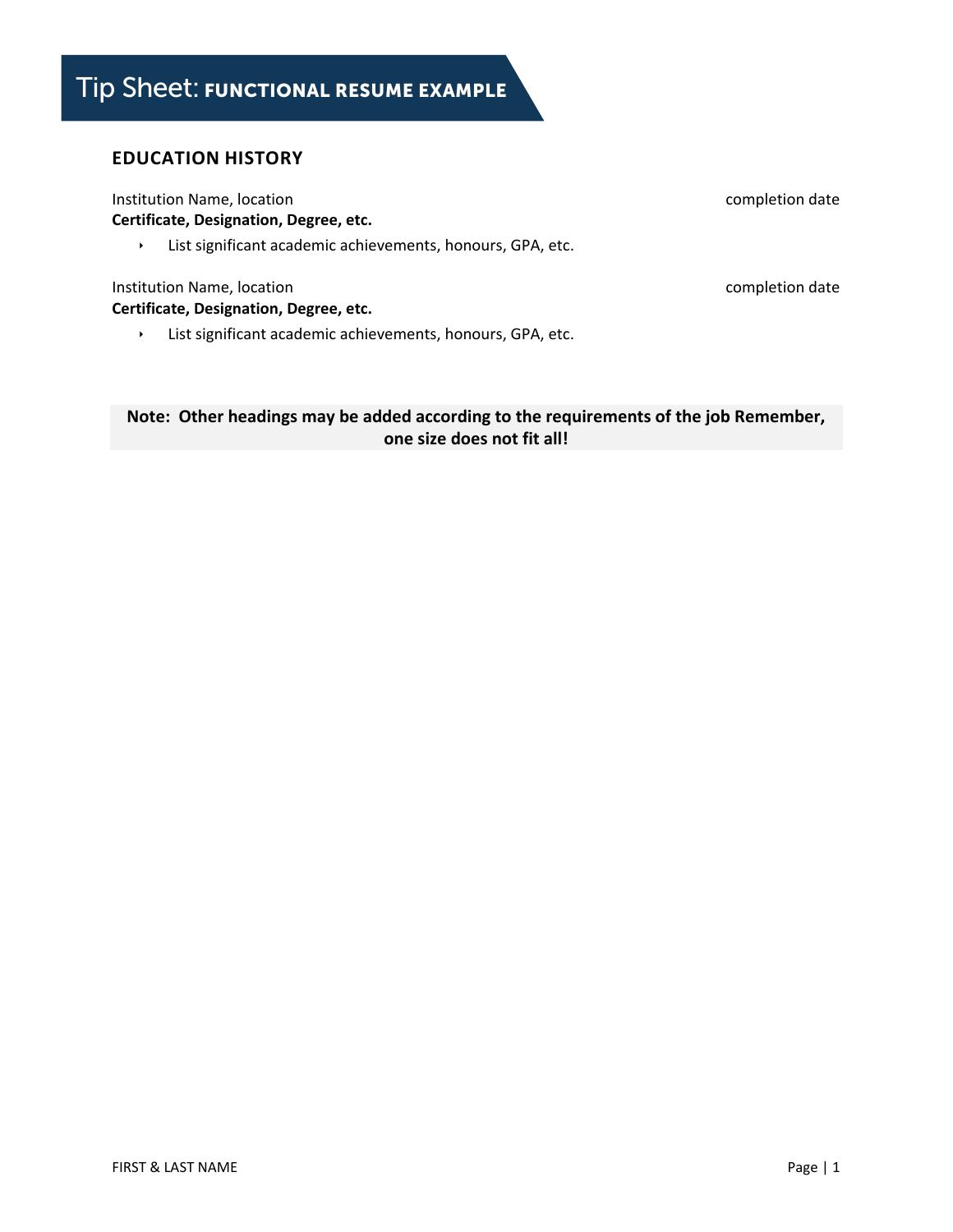# Tip Sheet: FUNCTIONAL RESUME EXAMPLE

## EDUCATION HISTORY

Institution Name, location completion date
**Certificate, Designation, Degree, etc.**

- List significant academic achievements, honours, GPA, etc.

Institution Name, location completion date
**Certificate, Designation, Degree, etc.**

- List significant academic achievements, honours, GPA, etc.

**Note: Other headings may be added according to the requirements of the job Remember, one size does not fit all!**

FIRST & LAST NAME